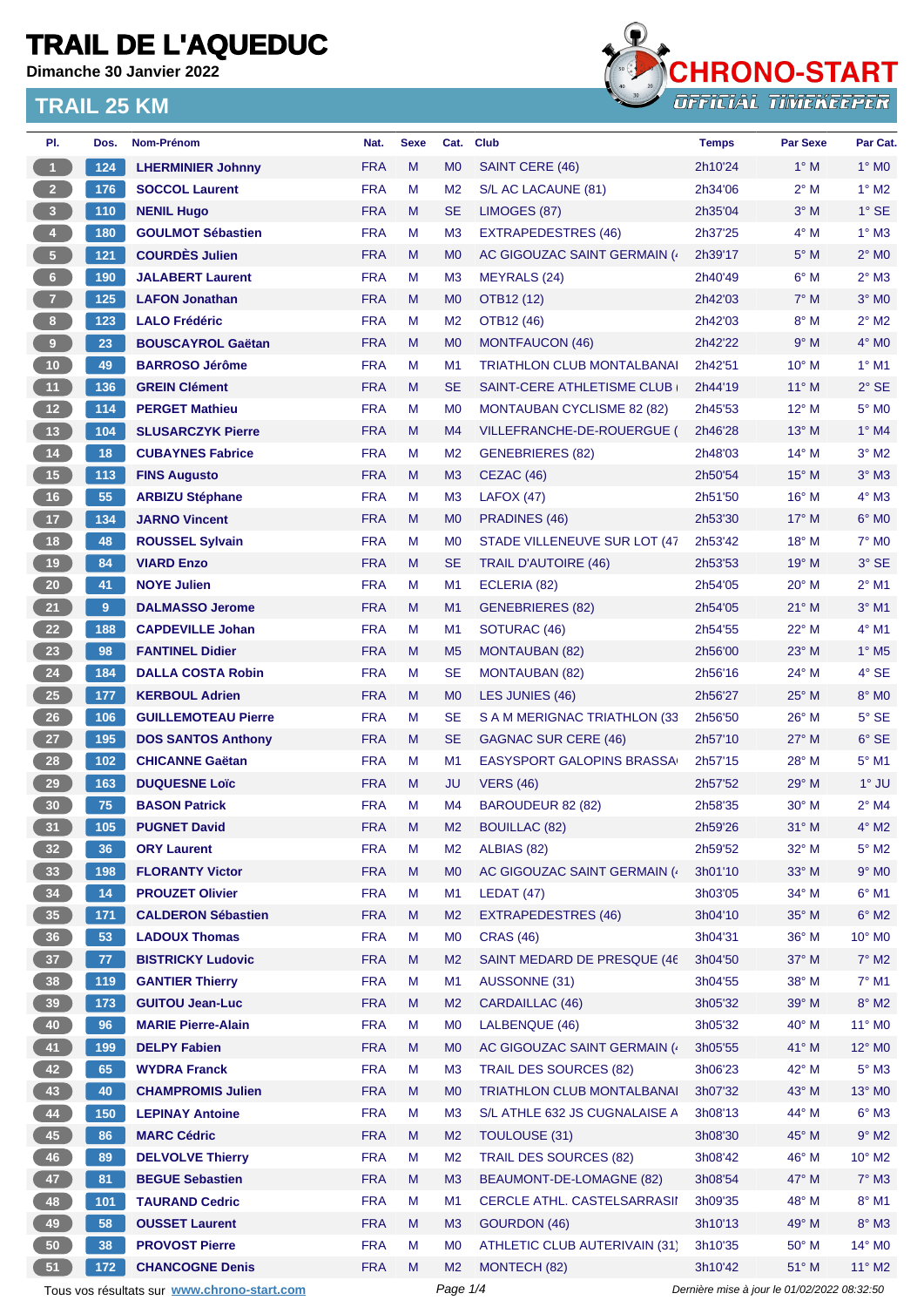# TRAIL DE L'AQUEDUC

**Dimanche 30 Janvier 2022**

## TRAIL 25 KM

CHRONO-START
OFFICIAL TIMEKEEPER

| Pl. | Dos. | Nom-Prénom | Nat. | Sexe | Cat. | Club | Temps | Par Sexe | Par Cat. |
|---|---|---|---|---|---|---|---|---|---|
| 1 | 124 | LHERMINIER Johnny | FRA | M | M0 | SAINT CERE (46) | 2h10'24 | 1° M | 1° M0 |
| 2 | 176 | SOCCOL Laurent | FRA | M | M2 | S/L AC LACAUNE (81) | 2h34'06 | 2° M | 1° M2 |
| 3 | 110 | NENIL Hugo | FRA | M | SE | LIMOGES (87) | 2h35'04 | 3° M | 1° SE |
| 4 | 180 | GOULMOT Sébastien | FRA | M | M3 | EXTRAPEDESTRES (46) | 2h37'25 | 4° M | 1° M3 |
| 5 | 121 | COURDÈS Julien | FRA | M | M0 | AC GIGOUZAC SAINT GERMAIN (4 | 2h39'17 | 5° M | 2° M0 |
| 6 | 190 | JALABERT Laurent | FRA | M | M3 | MEYRALS (24) | 2h40'49 | 6° M | 2° M3 |
| 7 | 125 | LAFON Jonathan | FRA | M | M0 | OTB12 (12) | 2h42'03 | 7° M | 3° M0 |
| 8 | 123 | LALO Frédéric | FRA | M | M2 | OTB12 (46) | 2h42'03 | 8° M | 2° M2 |
| 9 | 23 | BOUSCAYROL Gaëtan | FRA | M | M0 | MONTFAUCON (46) | 2h42'22 | 9° M | 4° M0 |
| 10 | 49 | BARROSO Jérôme | FRA | M | M1 | TRIATHLON CLUB MONTALBANAI | 2h42'51 | 10° M | 1° M1 |
| 11 | 136 | GREIN Clément | FRA | M | SE | SAINT-CERE ATHLETISME CLUB ( | 2h44'19 | 11° M | 2° SE |
| 12 | 114 | PERGET Mathieu | FRA | M | M0 | MONTAUBAN CYCLISME 82 (82) | 2h45'53 | 12° M | 5° M0 |
| 13 | 104 | SLUSARCZYK Pierre | FRA | M | M4 | VILLEFRANCHE-DE-ROUERGUE ( | 2h46'28 | 13° M | 1° M4 |
| 14 | 18 | CUBAYNES Fabrice | FRA | M | M2 | GENEBRIERES (82) | 2h48'03 | 14° M | 3° M2 |
| 15 | 113 | FINS Augusto | FRA | M | M3 | CEZAC (46) | 2h50'54 | 15° M | 3° M3 |
| 16 | 55 | ARBIZU Stéphane | FRA | M | M3 | LAFOX (47) | 2h51'50 | 16° M | 4° M3 |
| 17 | 134 | JARNO Vincent | FRA | M | M0 | PRADINES (46) | 2h53'30 | 17° M | 6° M0 |
| 18 | 48 | ROUSSEL Sylvain | FRA | M | M0 | STADE VILLENEUVE SUR LOT (47 | 2h53'42 | 18° M | 7° M0 |
| 19 | 84 | VIARD Enzo | FRA | M | SE | TRAIL D'AUTOIRE (46) | 2h53'53 | 19° M | 3° SE |
| 20 | 41 | NOYE Julien | FRA | M | M1 | ECLERIA (82) | 2h54'05 | 20° M | 2° M1 |
| 21 | 9 | DALMASSO Jerome | FRA | M | M1 | GENEBRIERES (82) | 2h54'05 | 21° M | 3° M1 |
| 22 | 188 | CAPDEVILLE Johan | FRA | M | M1 | SOTURAC (46) | 2h54'55 | 22° M | 4° M1 |
| 23 | 98 | FANTINEL Didier | FRA | M | M5 | MONTAUBAN (82) | 2h56'00 | 23° M | 1° M5 |
| 24 | 184 | DALLA COSTA Robin | FRA | M | SE | MONTAUBAN (82) | 2h56'16 | 24° M | 4° SE |
| 25 | 177 | KERBOUL Adrien | FRA | M | M0 | LES JUNIES (46) | 2h56'27 | 25° M | 8° M0 |
| 26 | 106 | GUILLEMOTEAU Pierre | FRA | M | SE | S A M MERIGNAC TRIATHLON (33 | 2h56'50 | 26° M | 5° SE |
| 27 | 195 | DOS SANTOS Anthony | FRA | M | SE | GAGNAC SUR CERE (46) | 2h57'10 | 27° M | 6° SE |
| 28 | 102 | CHICANNE Gaëtan | FRA | M | M1 | EASYSPORT GALOPINS BRASSA | 2h57'15 | 28° M | 5° M1 |
| 29 | 163 | DUQUESNE Loïc | FRA | M | JU | VERS (46) | 2h57'52 | 29° M | 1° JU |
| 30 | 75 | BASON Patrick | FRA | M | M4 | BAROUDEUR 82 (82) | 2h58'35 | 30° M | 2° M4 |
| 31 | 105 | PUGNET David | FRA | M | M2 | BOUILLAC (82) | 2h59'26 | 31° M | 4° M2 |
| 32 | 36 | ORY Laurent | FRA | M | M2 | ALBIAS (82) | 2h59'52 | 32° M | 5° M2 |
| 33 | 198 | FLORANTY Victor | FRA | M | M0 | AC GIGOUZAC SAINT GERMAIN (4 | 3h01'10 | 33° M | 9° M0 |
| 34 | 14 | PROUZET Olivier | FRA | M | M1 | LEDAT (47) | 3h03'05 | 34° M | 6° M1 |
| 35 | 171 | CALDERON Sébastien | FRA | M | M2 | EXTRAPEDESTRES (46) | 3h04'10 | 35° M | 6° M2 |
| 36 | 53 | LADOUX Thomas | FRA | M | M0 | CRAS (46) | 3h04'31 | 36° M | 10° M0 |
| 37 | 77 | BISTRICKY Ludovic | FRA | M | M2 | SAINT MEDARD DE PRESQUE (46 | 3h04'50 | 37° M | 7° M2 |
| 38 | 119 | GANTIER Thierry | FRA | M | M1 | AUSSONNE (31) | 3h04'55 | 38° M | 7° M1 |
| 39 | 173 | GUITOU Jean-Luc | FRA | M | M2 | CARDAILLAC (46) | 3h05'32 | 39° M | 8° M2 |
| 40 | 96 | MARIE Pierre-Alain | FRA | M | M0 | LALBENQUE (46) | 3h05'32 | 40° M | 11° M0 |
| 41 | 199 | DELPY Fabien | FRA | M | M0 | AC GIGOUZAC SAINT GERMAIN (4 | 3h05'55 | 41° M | 12° M0 |
| 42 | 65 | WYDRA Franck | FRA | M | M3 | TRAIL DES SOURCES (82) | 3h06'23 | 42° M | 5° M3 |
| 43 | 40 | CHAMPROMIS Julien | FRA | M | M0 | TRIATHLON CLUB MONTALBANAI | 3h07'32 | 43° M | 13° M0 |
| 44 | 150 | LEPINAY Antoine | FRA | M | M3 | S/L ATHLE 632 JS CUGNALAISE A | 3h08'13 | 44° M | 6° M3 |
| 45 | 86 | MARC Cédric | FRA | M | M2 | TOULOUSE (31) | 3h08'30 | 45° M | 9° M2 |
| 46 | 89 | DELVOLVE Thierry | FRA | M | M2 | TRAIL DES SOURCES (82) | 3h08'42 | 46° M | 10° M2 |
| 47 | 81 | BEGUE Sebastien | FRA | M | M3 | BEAUMONT-DE-LOMAGNE (82) | 3h08'54 | 47° M | 7° M3 |
| 48 | 101 | TAURAND Cedric | FRA | M | M1 | CERCLE ATHL. CASTELSARRASII | 3h09'35 | 48° M | 8° M1 |
| 49 | 58 | OUSSET Laurent | FRA | M | M3 | GOURDON (46) | 3h10'13 | 49° M | 8° M3 |
| 50 | 38 | PROVOST Pierre | FRA | M | M0 | ATHLETIC CLUB AUTERIVAIN (31) | 3h10'35 | 50° M | 14° M0 |
| 51 | 172 | CHANCOGNE Denis | FRA | M | M2 | MONTECH (82) | 3h10'42 | 51° M | 11° M2 |

Tous vos résultats sur www.chrono-start.com

Dernière mise à jour le 01/02/2022 08:32:50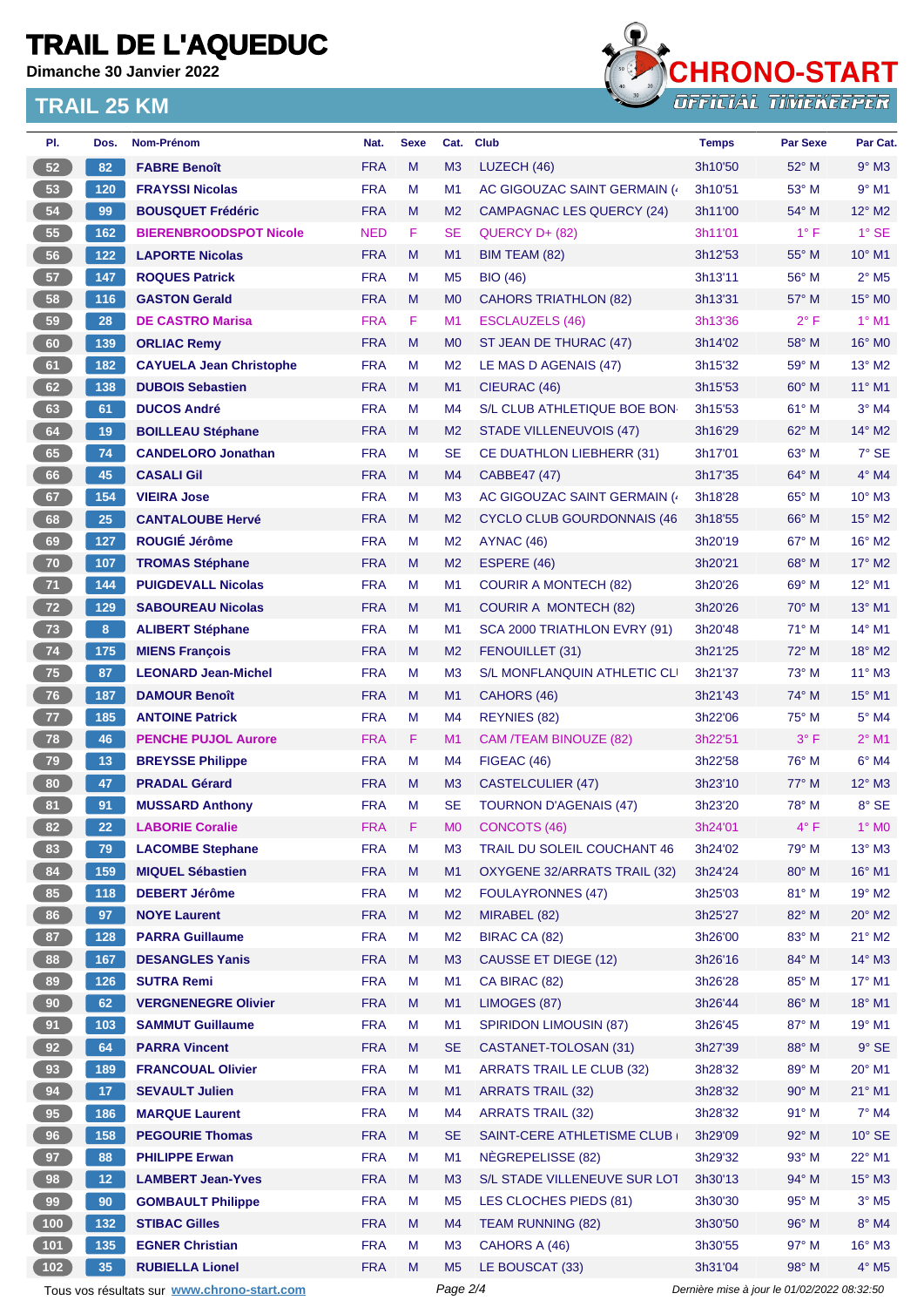# TRAIL DE L'AQUEDUC

**Dimanche 30 Janvier 2022**

## TRAIL 25 KM

CHRONO-START
OFFICIAL TIMEKEEPER

| Pl. | Dos. | Nom-Prénom | Nat. | Sexe | Cat. | Club | Temps | Par Sexe | Par Cat. |
|---|---|---|---|---|---|---|---|---|---|
| 52 | 82 | FABRE Benoît | FRA | M | M3 | LUZECH (46) | 3h10'50 | 52° M | 9° M3 |
| 53 | 120 | FRAYSSI Nicolas | FRA | M | M1 | AC GIGOUZAC SAINT GERMAIN (4 | 3h10'51 | 53° M | 9° M1 |
| 54 | 99 | BOUSQUET Frédéric | FRA | M | M2 | CAMPAGNAC LES QUERCY (24) | 3h11'00 | 54° M | 12° M2 |
| 55 | 162 | BIERENBROODSPOT Nicole | NED | F | SE | QUERCY D+ (82) | 3h11'01 | 1° F | 1° SE |
| 56 | 122 | LAPORTE Nicolas | FRA | M | M1 | BIM TEAM (82) | 3h12'53 | 55° M | 10° M1 |
| 57 | 147 | ROQUES Patrick | FRA | M | M5 | BIO (46) | 3h13'11 | 56° M | 2° M5 |
| 58 | 116 | GASTON Gerald | FRA | M | M0 | CAHORS TRIATHLON (82) | 3h13'31 | 57° M | 15° M0 |
| 59 | 28 | DE CASTRO Marisa | FRA | F | M1 | ESCLAUZELS (46) | 3h13'36 | 2° F | 1° M1 |
| 60 | 139 | ORLIAC Remy | FRA | M | M0 | ST JEAN DE THURAC (47) | 3h14'02 | 58° M | 16° M0 |
| 61 | 182 | CAYUELA Jean Christophe | FRA | M | M2 | LE MAS D AGENAIS (47) | 3h15'32 | 59° M | 13° M2 |
| 62 | 138 | DUBOIS Sebastien | FRA | M | M1 | CIEURAC (46) | 3h15'53 | 60° M | 11° M1 |
| 63 | 61 | DUCOS André | FRA | M | M4 | S/L CLUB ATHLETIQUE BOE BON | 3h15'53 | 61° M | 3° M4 |
| 64 | 19 | BOILLEAU Stéphane | FRA | M | M2 | STADE VILLENEUVOIS (47) | 3h16'29 | 62° M | 14° M2 |
| 65 | 74 | CANDELORO Jonathan | FRA | M | SE | CE DUATHLON LIEBHERR (31) | 3h17'01 | 63° M | 7° SE |
| 66 | 45 | CASALI Gil | FRA | M | M4 | CABBE47 (47) | 3h17'35 | 64° M | 4° M4 |
| 67 | 154 | VIEIRA Jose | FRA | M | M3 | AC GIGOUZAC SAINT GERMAIN (4 | 3h18'28 | 65° M | 10° M3 |
| 68 | 25 | CANTALOUBE Hervé | FRA | M | M2 | CYCLO CLUB GOURDONNAIS (46 | 3h18'55 | 66° M | 15° M2 |
| 69 | 127 | ROUGIÉ Jérôme | FRA | M | M2 | AYNAC (46) | 3h20'19 | 67° M | 16° M2 |
| 70 | 107 | TROMAS Stéphane | FRA | M | M2 | ESPERE (46) | 3h20'21 | 68° M | 17° M2 |
| 71 | 144 | PUIGDEVALL Nicolas | FRA | M | M1 | COURIR A MONTECH (82) | 3h20'26 | 69° M | 12° M1 |
| 72 | 129 | SABOUREAU Nicolas | FRA | M | M1 | COURIR A MONTECH (82) | 3h20'26 | 70° M | 13° M1 |
| 73 | 8 | ALIBERT Stéphane | FRA | M | M1 | SCA 2000 TRIATHLON EVRY (91) | 3h20'48 | 71° M | 14° M1 |
| 74 | 175 | MIENS François | FRA | M | M2 | FENOUILLET (31) | 3h21'25 | 72° M | 18° M2 |
| 75 | 87 | LEONARD Jean-Michel | FRA | M | M3 | S/L MONFLANQUIN ATHLETIC CLI | 3h21'37 | 73° M | 11° M3 |
| 76 | 187 | DAMOUR Benoît | FRA | M | M1 | CAHORS (46) | 3h21'43 | 74° M | 15° M1 |
| 77 | 185 | ANTOINE Patrick | FRA | M | M4 | REYNIES (82) | 3h22'06 | 75° M | 5° M4 |
| 78 | 46 | PENCHE PUJOL Aurore | FRA | F | M1 | CAM /TEAM BINOUZE (82) | 3h22'51 | 3° F | 2° M1 |
| 79 | 13 | BREYSSE Philippe | FRA | M | M4 | FIGEAC (46) | 3h22'58 | 76° M | 6° M4 |
| 80 | 47 | PRADAL Gérard | FRA | M | M3 | CASTELCULIER (47) | 3h23'10 | 77° M | 12° M3 |
| 81 | 91 | MUSSARD Anthony | FRA | M | SE | TOURNON D'AGENAIS (47) | 3h23'20 | 78° M | 8° SE |
| 82 | 22 | LABORIE Coralie | FRA | F | M0 | CONCOTS (46) | 3h24'01 | 4° F | 1° M0 |
| 83 | 79 | LACOMBE Stephane | FRA | M | M3 | TRAIL DU SOLEIL COUCHANT 46 | 3h24'02 | 79° M | 13° M3 |
| 84 | 159 | MIQUEL Sébastien | FRA | M | M1 | OXYGENE 32/ARRATS TRAIL (32) | 3h24'24 | 80° M | 16° M1 |
| 85 | 118 | DEBERT Jérôme | FRA | M | M2 | FOULAYRONNES (47) | 3h25'03 | 81° M | 19° M2 |
| 86 | 97 | NOYE Laurent | FRA | M | M2 | MIRABEL (82) | 3h25'27 | 82° M | 20° M2 |
| 87 | 128 | PARRA Guillaume | FRA | M | M2 | BIRAC CA (82) | 3h26'00 | 83° M | 21° M2 |
| 88 | 167 | DESANGLES Yanis | FRA | M | M3 | CAUSSE ET DIEGE (12) | 3h26'16 | 84° M | 14° M3 |
| 89 | 126 | SUTRA Remi | FRA | M | M1 | CA BIRAC (82) | 3h26'28 | 85° M | 17° M1 |
| 90 | 62 | VERGNENEGRE Olivier | FRA | M | M1 | LIMOGES (87) | 3h26'44 | 86° M | 18° M1 |
| 91 | 103 | SAMMUT Guillaume | FRA | M | M1 | SPIRIDON LIMOUSIN (87) | 3h26'45 | 87° M | 19° M1 |
| 92 | 64 | PARRA Vincent | FRA | M | SE | CASTANET-TOLOSAN (31) | 3h27'39 | 88° M | 9° SE |
| 93 | 189 | FRANCOUAL Olivier | FRA | M | M1 | ARRATS TRAIL LE CLUB (32) | 3h28'32 | 89° M | 20° M1 |
| 94 | 17 | SEVAULT Julien | FRA | M | M1 | ARRATS TRAIL (32) | 3h28'32 | 90° M | 21° M1 |
| 95 | 186 | MARQUE Laurent | FRA | M | M4 | ARRATS TRAIL (32) | 3h28'32 | 91° M | 7° M4 |
| 96 | 158 | PEGOURIE Thomas | FRA | M | SE | SAINT-CERE ATHLETISME CLUB ( | 3h29'09 | 92° M | 10° SE |
| 97 | 88 | PHILIPPE Erwan | FRA | M | M1 | NÈGREPELISSE (82) | 3h29'32 | 93° M | 22° M1 |
| 98 | 12 | LAMBERT Jean-Yves | FRA | M | M3 | S/L STADE VILLENEUVE SUR LOT | 3h30'13 | 94° M | 15° M3 |
| 99 | 90 | GOMBAULT Philippe | FRA | M | M5 | LES CLOCHES PIEDS (81) | 3h30'30 | 95° M | 3° M5 |
| 100 | 132 | STIBAC Gilles | FRA | M | M4 | TEAM RUNNING (82) | 3h30'50 | 96° M | 8° M4 |
| 101 | 135 | EGNER Christian | FRA | M | M3 | CAHORS A (46) | 3h30'55 | 97° M | 16° M3 |
| 102 | 35 | RUBIELLA Lionel | FRA | M | M5 | LE BOUSCAT (33) | 3h31'04 | 98° M | 4° M5 |

Tous vos résultats sur www.chrono-start.com

Dernière mise à jour le 01/02/2022 08:32:50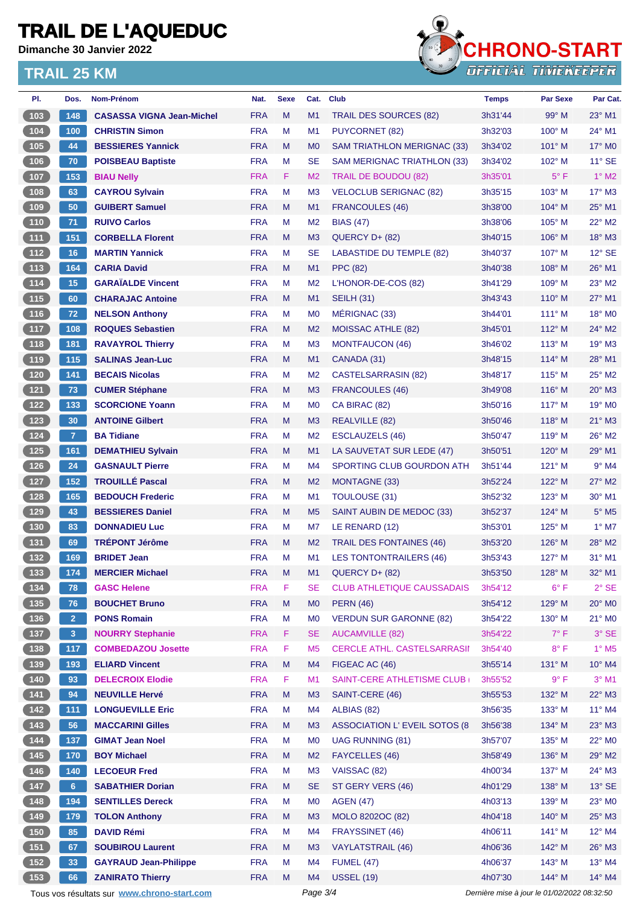# TRAIL DE L'AQUEDUC

**Dimanche 30 Janvier 2022**

## TRAIL 25 KM

CHRONO-START
OFFICIAL TIMEKEEPER

| Pl. | Dos. | Nom-Prénom | Nat. | Sexe | Cat. | Club | Temps | Par Sexe | Par Cat. |
|---|---|---|---|---|---|---|---|---|---|
| 103 | 148 | CASASSA VIGNA Jean-Michel | FRA | M | M1 | TRAIL DES SOURCES (82) | 3h31'44 | 99° M | 23° M1 |
| 104 | 100 | CHRISTIN Simon | FRA | M | M1 | PUYCORNET (82) | 3h32'03 | 100° M | 24° M1 |
| 105 | 44 | BESSIERES Yannick | FRA | M | M0 | SAM TRIATHLON MERIGNAC (33) | 3h34'02 | 101° M | 17° M0 |
| 106 | 70 | POISBEAU Baptiste | FRA | M | SE | SAM MERIGNAC TRIATHLON (33) | 3h34'02 | 102° M | 11° SE |
| 107 | 153 | BIAU Nelly | FRA | F | M2 | TRAIL DE BOUDOU (82) | 3h35'01 | 5° F | 1° M2 |
| 108 | 63 | CAYROU Sylvain | FRA | M | M3 | VELOCLUB SERIGNAC (82) | 3h35'15 | 103° M | 17° M3 |
| 109 | 50 | GUIBERT Samuel | FRA | M | M1 | FRANCOULES (46) | 3h38'00 | 104° M | 25° M1 |
| 110 | 71 | RUIVO Carlos | FRA | M | M2 | BIAS (47) | 3h38'06 | 105° M | 22° M2 |
| 111 | 151 | CORBELLA Florent | FRA | M | M3 | QUERCY D+ (82) | 3h40'15 | 106° M | 18° M3 |
| 112 | 16 | MARTIN Yannick | FRA | M | SE | LABASTIDE DU TEMPLE (82) | 3h40'37 | 107° M | 12° SE |
| 113 | 164 | CARIA David | FRA | M | M1 | PPC (82) | 3h40'38 | 108° M | 26° M1 |
| 114 | 15 | GARAÏALDE Vincent | FRA | M | M2 | L'HONOR-DE-COS (82) | 3h41'29 | 109° M | 23° M2 |
| 115 | 60 | CHARAJAC Antoine | FRA | M | M1 | SEILH (31) | 3h43'43 | 110° M | 27° M1 |
| 116 | 72 | NELSON Anthony | FRA | M | M0 | MÉRIGNAC (33) | 3h44'01 | 111° M | 18° M0 |
| 117 | 108 | ROQUES Sebastien | FRA | M | M2 | MOISSAC ATHLE (82) | 3h45'01 | 112° M | 24° M2 |
| 118 | 181 | RAVAYROL Thierry | FRA | M | M3 | MONTFAUCON (46) | 3h46'02 | 113° M | 19° M3 |
| 119 | 115 | SALINAS Jean-Luc | FRA | M | M1 | CANADA (31) | 3h48'15 | 114° M | 28° M1 |
| 120 | 141 | BECAIS Nicolas | FRA | M | M2 | CASTELSARRASIN (82) | 3h48'17 | 115° M | 25° M2 |
| 121 | 73 | CUMER Stéphane | FRA | M | M3 | FRANCOULES (46) | 3h49'08 | 116° M | 20° M3 |
| 122 | 133 | SCORCIONE Yoann | FRA | M | M0 | CA BIRAC (82) | 3h50'16 | 117° M | 19° M0 |
| 123 | 30 | ANTOINE Gilbert | FRA | M | M3 | REALVILLE (82) | 3h50'46 | 118° M | 21° M3 |
| 124 | 7 | BA Tidiane | FRA | M | M2 | ESCLAUZELS (46) | 3h50'47 | 119° M | 26° M2 |
| 125 | 161 | DEMATHIEU Sylvain | FRA | M | M1 | LA SAUVETAT SUR LEDE (47) | 3h50'51 | 120° M | 29° M1 |
| 126 | 24 | GASNAULT Pierre | FRA | M | M4 | SPORTING CLUB GOURDON ATH | 3h51'44 | 121° M | 9° M4 |
| 127 | 152 | TROUILLÉ Pascal | FRA | M | M2 | MONTAGNE (33) | 3h52'24 | 122° M | 27° M2 |
| 128 | 165 | BEDOUCH Frederic | FRA | M | M1 | TOULOUSE (31) | 3h52'32 | 123° M | 30° M1 |
| 129 | 43 | BESSIERES Daniel | FRA | M | M5 | SAINT AUBIN DE MEDOC (33) | 3h52'37 | 124° M | 5° M5 |
| 130 | 83 | DONNADIEU Luc | FRA | M | M7 | LE RENARD (12) | 3h53'01 | 125° M | 1° M7 |
| 131 | 69 | TRÉPONT Jérôme | FRA | M | M2 | TRAIL DES FONTAINES (46) | 3h53'20 | 126° M | 28° M2 |
| 132 | 169 | BRIDET Jean | FRA | M | M1 | LES TONTONTRAILERS (46) | 3h53'43 | 127° M | 31° M1 |
| 133 | 174 | MERCIER Michael | FRA | M | M1 | QUERCY D+ (82) | 3h53'50 | 128° M | 32° M1 |
| 134 | 78 | GASC Helene | FRA | F | SE | CLUB ATHLETIQUE CAUSSADAIS | 3h54'12 | 6° F | 2° SE |
| 135 | 76 | BOUCHET Bruno | FRA | M | M0 | PERN (46) | 3h54'12 | 129° M | 20° M0 |
| 136 | 2 | PONS Romain | FRA | M | M0 | VERDUN SUR GARONNE (82) | 3h54'22 | 130° M | 21° M0 |
| 137 | 3 | NOURRY Stephanie | FRA | F | SE | AUCAMVILLE (82) | 3h54'22 | 7° F | 3° SE |
| 138 | 117 | COMBEDAZOU Josette | FRA | F | M5 | CERCLE ATHL. CASTELSARRASII | 3h54'40 | 8° F | 1° M5 |
| 139 | 193 | ELIARD Vincent | FRA | M | M4 | FIGEAC AC (46) | 3h55'14 | 131° M | 10° M4 |
| 140 | 93 | DELECROIX Elodie | FRA | F | M1 | SAINT-CERE ATHLETISME CLUB | 3h55'52 | 9° F | 3° M1 |
| 141 | 94 | NEUVILLE Hervé | FRA | M | M3 | SAINT-CERE (46) | 3h55'53 | 132° M | 22° M3 |
| 142 | 111 | LONGUEVILLE Eric | FRA | M | M4 | ALBIAS (82) | 3h56'35 | 133° M | 11° M4 |
| 143 | 56 | MACCARINI Gilles | FRA | M | M3 | ASSOCIATION L' EVEIL SOTOS (8 | 3h56'38 | 134° M | 23° M3 |
| 144 | 137 | GIMAT Jean Noel | FRA | M | M0 | UAG RUNNING (81) | 3h57'07 | 135° M | 22° M0 |
| 145 | 170 | BOY Michael | FRA | M | M2 | FAYCELLES (46) | 3h58'49 | 136° M | 29° M2 |
| 146 | 140 | LECOEUR Fred | FRA | M | M3 | VAISSAC (82) | 4h00'34 | 137° M | 24° M3 |
| 147 | 6 | SABATHIER Dorian | FRA | M | SE | ST GERY VERS (46) | 4h01'29 | 138° M | 13° SE |
| 148 | 194 | SENTILLES Dereck | FRA | M | M0 | AGEN (47) | 4h03'13 | 139° M | 23° M0 |
| 149 | 179 | TOLON Anthony | FRA | M | M3 | MOLO 8202OC (82) | 4h04'18 | 140° M | 25° M3 |
| 150 | 85 | DAVID Rémi | FRA | M | M4 | FRAYSSINET (46) | 4h06'11 | 141° M | 12° M4 |
| 151 | 67 | SOUBIROU Laurent | FRA | M | M3 | VAYLATSTRAIL (46) | 4h06'36 | 142° M | 26° M3 |
| 152 | 33 | GAYRAUD Jean-Philippe | FRA | M | M4 | FUMEL (47) | 4h06'37 | 143° M | 13° M4 |
| 153 | 66 | ZANIRATO Thierry | FRA | M | M4 | USSEL (19) | 4h07'30 | 144° M | 14° M4 |

Tous vos résultats sur www.chrono-start.com

Dernière mise à jour le 01/02/2022 08:32:50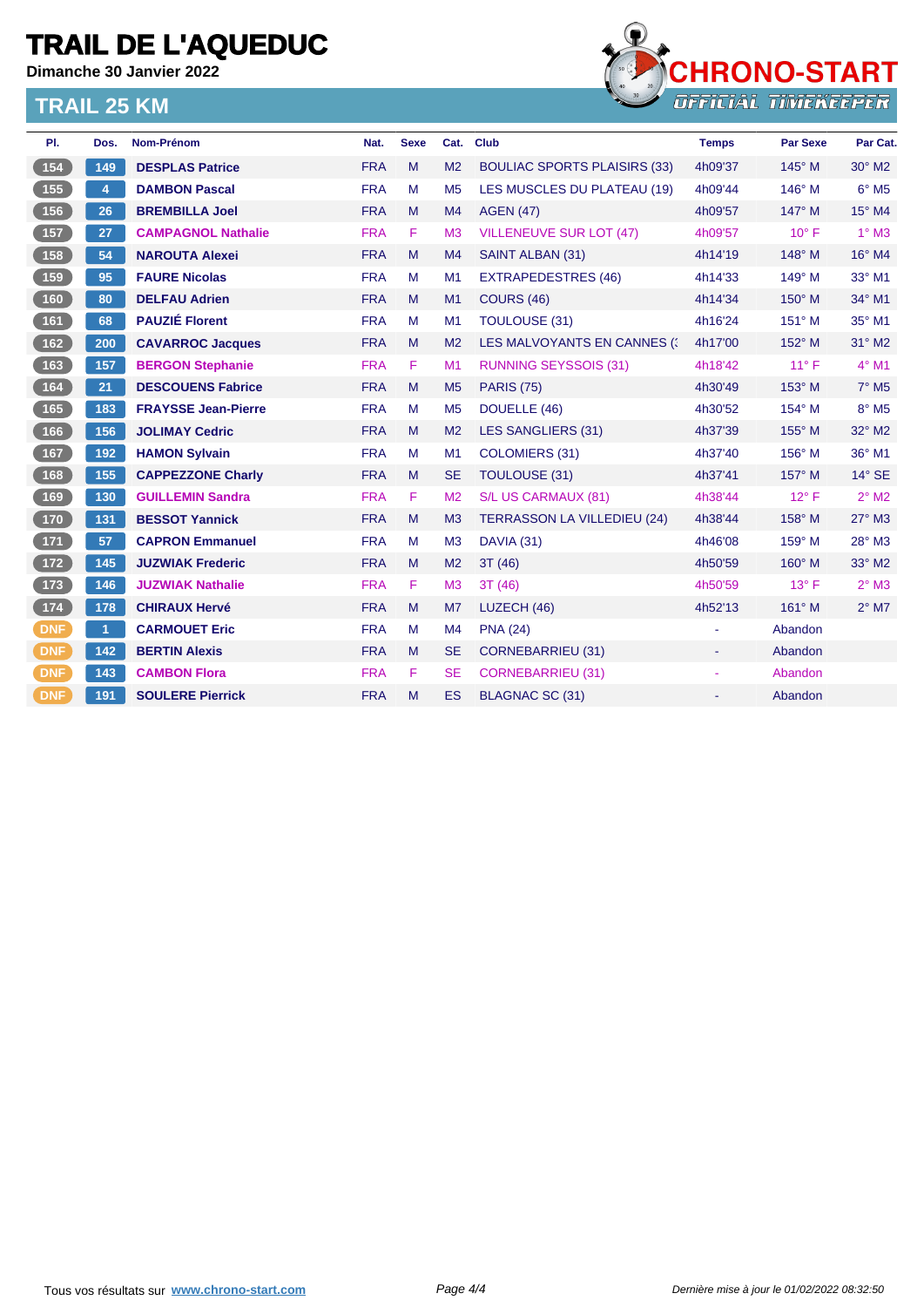# TRAIL DE L'AQUEDUC

**Dimanche 30 Janvier 2022**

## TRAIL 25 KM

CHRONO-START
OFFICIAL TIMEKEEPER

| Pl. | Dos. | Nom-Prénom | Nat. | Sexe | Cat. | Club | Temps | Par Sexe | Par Cat. |
|---|---|---|---|---|---|---|---|---|---|
| 154 | 149 | **DESPLAS Patrice** | FRA | M | M2 | BOULIAC SPORTS PLAISIRS (33) | 4h09'37 | 145° M | 30° M2 |
| 155 | 4 | **DAMBON Pascal** | FRA | M | M5 | LES MUSCLES DU PLATEAU (19) | 4h09'44 | 146° M | 6° M5 |
| 156 | 26 | **BREMBILLA Joel** | FRA | M | M4 | AGEN (47) | 4h09'57 | 147° M | 15° M4 |
| 157 | 27 | **CAMPAGNOL Nathalie** | FRA | F | M3 | VILLENEUVE SUR LOT (47) | 4h09'57 | 10° F | 1° M3 |
| 158 | 54 | **NAROUTA Alexei** | FRA | M | M4 | SAINT ALBAN (31) | 4h14'19 | 148° M | 16° M4 |
| 159 | 95 | **FAURE Nicolas** | FRA | M | M1 | EXTRAPEDESTRES (46) | 4h14'33 | 149° M | 33° M1 |
| 160 | 80 | **DELFAU Adrien** | FRA | M | M1 | COURS (46) | 4h14'34 | 150° M | 34° M1 |
| 161 | 68 | **PAUZIÉ Florent** | FRA | M | M1 | TOULOUSE (31) | 4h16'24 | 151° M | 35° M1 |
| 162 | 200 | **CAVARROC Jacques** | FRA | M | M2 | LES MALVOYANTS EN CANNES (: | 4h17'00 | 152° M | 31° M2 |
| 163 | 157 | **BERGON Stephanie** | FRA | F | M1 | RUNNING SEYSSOIS (31) | 4h18'42 | 11° F | 4° M1 |
| 164 | 21 | **DESCOUENS Fabrice** | FRA | M | M5 | PARIS (75) | 4h30'49 | 153° M | 7° M5 |
| 165 | 183 | **FRAYSSE Jean-Pierre** | FRA | M | M5 | DOUELLE (46) | 4h30'52 | 154° M | 8° M5 |
| 166 | 156 | **JOLIMAY Cedric** | FRA | M | M2 | LES SANGLIERS (31) | 4h37'39 | 155° M | 32° M2 |
| 167 | 192 | **HAMON Sylvain** | FRA | M | M1 | COLOMIERS (31) | 4h37'40 | 156° M | 36° M1 |
| 168 | 155 | **CAPPEZZONE Charly** | FRA | M | SE | TOULOUSE (31) | 4h37'41 | 157° M | 14° SE |
| 169 | 130 | **GUILLEMIN Sandra** | FRA | F | M2 | S/L US CARMAUX (81) | 4h38'44 | 12° F | 2° M2 |
| 170 | 131 | **BESSOT Yannick** | FRA | M | M3 | TERRASSON LA VILLEDIEU (24) | 4h38'44 | 158° M | 27° M3 |
| 171 | 57 | **CAPRON Emmanuel** | FRA | M | M3 | DAVIA (31) | 4h46'08 | 159° M | 28° M3 |
| 172 | 145 | **JUZWIAK Frederic** | FRA | M | M2 | 3T (46) | 4h50'59 | 160° M | 33° M2 |
| 173 | 146 | **JUZWIAK Nathalie** | FRA | F | M3 | 3T (46) | 4h50'59 | 13° F | 2° M3 |
| 174 | 178 | **CHIRAUX Hervé** | FRA | M | M7 | LUZECH (46) | 4h52'13 | 161° M | 2° M7 |
| DNF | 1 | **CARMOUET Eric** | FRA | M | M4 | PNA (24) | - | Abandon | |
| DNF | 142 | **BERTIN Alexis** | FRA | M | SE | CORNEBARRIEU (31) | - | Abandon | |
| DNF | 143 | **CAMBON Flora** | FRA | F | SE | CORNEBARRIEU (31) | - | Abandon | |
| DNF | 191 | **SOULERE Pierrick** | FRA | M | ES | BLAGNAC SC (31) | - | Abandon | |

Tous vos résultats sur www.chrono-start.com

*Dernière mise à jour le 01/02/2022 08:32:50*